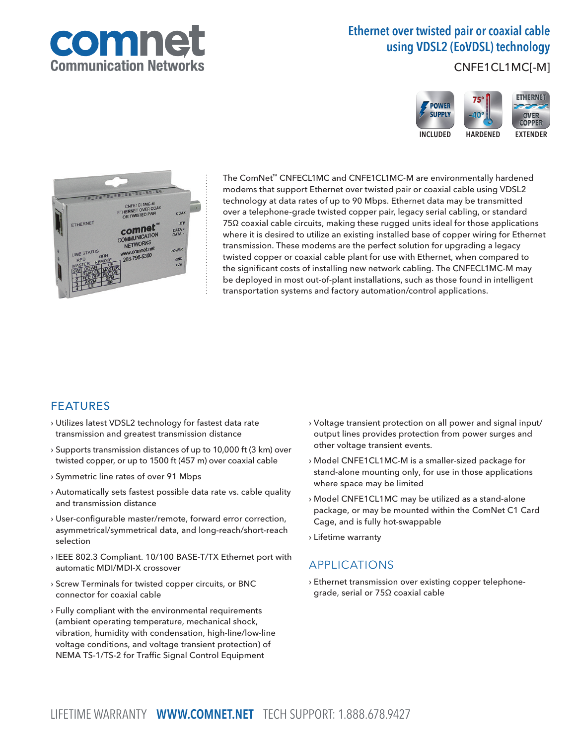# comnet Communication Networks

## Ethernet over twisted pair or coaxial cable using VDSL2 (EoVDSL) technology

CNFE1CL1MC[-M]

POWER SUPPLY INCLUDED | 75° -40° HARDENED | ETHERNET OVER COPPER EXTENDER

The ComNet™ CNFECL1MC and CNFE1CL1MC-M are environmentally hardened modems that support Ethernet over twisted pair or coaxial cable using VDSL2 technology at data rates of up to 90 Mbps. Ethernet data may be transmitted over a telephone-grade twisted copper pair, legacy serial cabling, or standard 75Ω coaxial cable circuits, making these rugged units ideal for those applications where it is desired to utilize an existing installed base of copper wiring for Ethernet transmission. These modems are the perfect solution for upgrading a legacy twisted copper or coaxial cable plant for use with Ethernet, when compared to the significant costs of installing new network cabling. The CNFECL1MC-M may be deployed in most out-of-plant installations, such as those found in intelligent transportation systems and factory automation/control applications.

## FEATURES

- Utilizes latest VDSL2 technology for fastest data rate transmission and greatest transmission distance
- Supports transmission distances of up to 10,000 ft (3 km) over twisted copper, or up to 1500 ft (457 m) over coaxial cable
- Symmetric line rates of over 91 Mbps
- Automatically sets fastest possible data rate vs. cable quality and transmission distance
- User-configurable master/remote, forward error correction, asymmetrical/symmetrical data, and long-reach/short-reach selection
- IEEE 802.3 Compliant. 10/100 BASE-T/TX Ethernet port with automatic MDI/MDI-X crossover
- Screw Terminals for twisted copper circuits, or BNC connector for coaxial cable
- Fully compliant with the environmental requirements (ambient operating temperature, mechanical shock, vibration, humidity with condensation, high-line/low-line voltage conditions, and voltage transient protection) of NEMA TS-1/TS-2 for Traffic Signal Control Equipment
- Voltage transient protection on all power and signal input/output lines provides protection from power surges and other voltage transient events.
- Model CNFE1CL1MC-M is a smaller-sized package for stand-alone mounting only, for use in those applications where space may be limited
- Model CNFE1CL1MC may be utilized as a stand-alone package, or may be mounted within the ComNet C1 Card Cage, and is fully hot-swappable
- Lifetime warranty

## APPLICATIONS

- Ethernet transmission over existing copper telephone-grade, serial or 75Ω coaxial cable

LIFETIME WARRANTY **WWW.COMNET.NET** TECH SUPPORT: 1.888.678.9427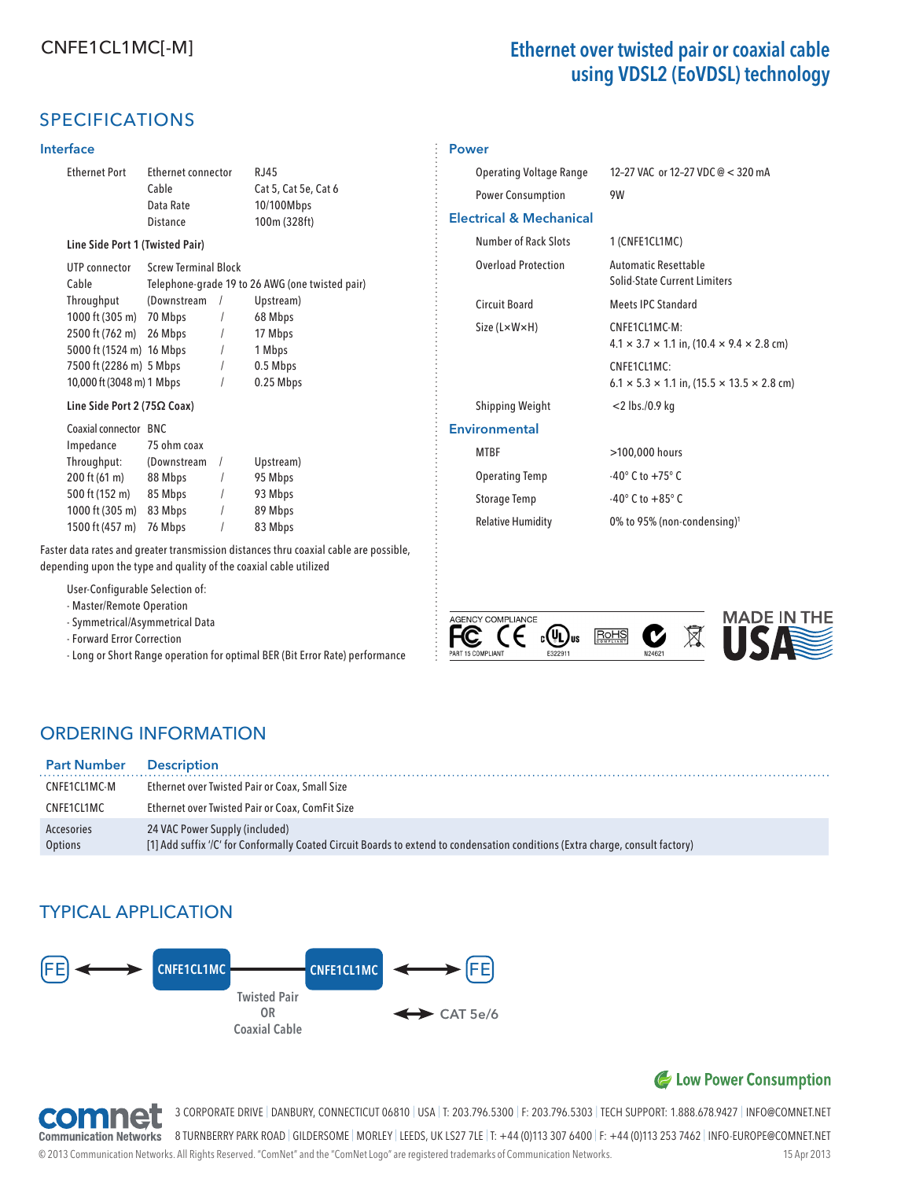CNFE1CL1MC[-M]

# Ethernet over twisted pair or coaxial cable using VDSL2 (EoVDSL) technology

## SPECIFICATIONS

### Interface

| | | |
|---|---|---|
| Ethernet Port | Ethernet connector | RJ45 |
| | Cable | Cat 5, Cat 5e, Cat 6 |
| | Data Rate | 10/100Mbps |
| | Distance | 100m (328ft) |

**Line Side Port 1 (Twisted Pair)**

| | | |
|---|---|---|
| UTP connector | Screw Terminal Block | |
| Cable | Telephone-grade 19 to 26 AWG (one twisted pair) | |
| Throughput | (Downstream / | Upstream) |
| 1000 ft (305 m) | 70 Mbps / | 68 Mbps |
| 2500 ft (762 m) | 26 Mbps / | 17 Mbps |
| 5000 ft (1524 m) | 16 Mbps / | 1 Mbps |
| 7500 ft (2286 m) | 5 Mbps / | 0.5 Mbps |
| 10,000 ft (3048 m) | 1 Mbps / | 0.25 Mbps |

**Line Side Port 2 (75Ω Coax)**

| | | |
|---|---|---|
| Coaxial connector | BNC | |
| Impedance | 75 ohm coax | |
| Throughput: | (Downstream / | Upstream) |
| 200 ft (61 m) | 88 Mbps / | 95 Mbps |
| 500 ft (152 m) | 85 Mbps / | 93 Mbps |
| 1000 ft (305 m) | 83 Mbps / | 89 Mbps |
| 1500 ft (457 m) | 76 Mbps / | 83 Mbps |

Faster data rates and greater transmission distances thru coaxial cable are possible, depending upon the type and quality of the coaxial cable utilized

User-Configurable Selection of:
- Master/Remote Operation
- Symmetrical/Asymmetrical Data
- Forward Error Correction
- Long or Short Range operation for optimal BER (Bit Error Rate) performance

### Power

| | |
|---|---|
| Operating Voltage Range | 12–27 VAC or 12–27 VDC @ < 320 mA |
| Power Consumption | 9W |

### Electrical & Mechanical

| | |
|---|---|
| Number of Rack Slots | 1 (CNFE1CL1MC) |
| Overload Protection | Automatic Resettable Solid-State Current Limiters |
| Circuit Board | Meets IPC Standard |
| Size (L×W×H) | CNFE1CL1MC-M: 4.1 × 3.7 × 1.1 in, (10.4 × 9.4 × 2.8 cm) |
| | CNFE1CL1MC: 6.1 × 5.3 × 1.1 in, (15.5 × 13.5 × 2.8 cm) |
| Shipping Weight | <2 lbs./0.9 kg |

### Environmental

| | |
|---|---|
| MTBF | >100,000 hours |
| Operating Temp | -40° C to +75° C |
| Storage Temp | -40° C to +85° C |
| Relative Humidity | 0% to 95% (non-condensing)[1] |

AGENCY COMPLIANCE
PART 15 COMPLIANT E322911 N24621

MADE IN THE USA

## ORDERING INFORMATION

| Part Number | Description |
|---|---|
| CNFE1CL1MC-M | Ethernet over Twisted Pair or Coax, Small Size |
| CNFE1CL1MC | Ethernet over Twisted Pair or Coax, ComFit Size |
| Accesories Options | 24 VAC Power Supply (included) [1] Add suffix '/C' for Conformally Coated Circuit Boards to extend to condensation conditions (Extra charge, consult factory) |

## TYPICAL APPLICATION

FE
CNFE1CL1MC
CNFE1CL1MC
FE
Twisted Pair OR Coaxial Cable
CAT 5e/6

Low Power Consumption

comnet Communication Networks

3 CORPORATE DRIVE | DANBURY, CONNECTICUT 06810 | USA | T: 203.796.5300 | F: 203.796.5303 | TECH SUPPORT: 1.888.678.9427 | INFO@COMNET.NET

8 TURNBERRY PARK ROAD | GILDERSOME | MORLEY | LEEDS, UK LS27 7LE | T: +44 (0)113 307 6400 | F: +44 (0)113 253 7462 | INFO-EUROPE@COMNET.NET

© 2013 Communication Networks. All Rights Reserved. "ComNet" and the "ComNet Logo" are registered trademarks of Communication Networks. 15 Apr 2013